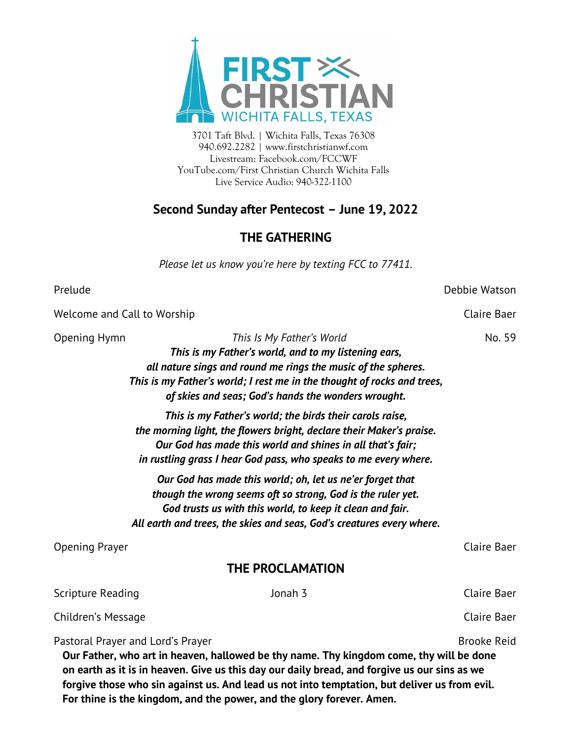FIRST CHRISTIAN
WICHITA FALLS, TEXAS

3701 Taft Blvd. | Wichita Falls, Texas 76308
940.692.2282 | www.firstchristianwf.com
Livestream: Facebook.com/FCCWF
YouTube.com/First Christian Church Wichita Falls
Live Service Audio: 940-322-1100

## Second Sunday after Pentecost – June 19, 2022

## THE GATHERING

*Please let us know you're here by texting FCC to 77411.*

Prelude — Debbie Watson

Welcome and Call to Worship — Claire Baer

Opening Hymn — *This Is My Father's World* — No. 59

***This is my Father's world, and to my listening ears,***
***all nature sings and round me rings the music of the spheres.***
***This is my Father's world; I rest me in the thought of rocks and trees,***
***of skies and seas; God's hands the wonders wrought.***

***This is my Father's world; the birds their carols raise,***
***the morning light, the flowers bright, declare their Maker's praise.***
***Our God has made this world and shines in all that's fair;***
***in rustling grass I hear God pass, who speaks to me every where.***

***Our God has made this world; oh, let us ne'er forget that***
***though the wrong seems oft so strong, God is the ruler yet.***
***God trusts us with this world, to keep it clean and fair.***
***All earth and trees, the skies and seas, God's creatures every where.***

Opening Prayer — Claire Baer

## THE PROCLAMATION

Scripture Reading — Jonah 3 — Claire Baer

Children's Message — Claire Baer

Pastoral Prayer and Lord's Prayer — Brooke Reid

**Our Father, who art in heaven, hallowed be thy name. Thy kingdom come, thy will be done on earth as it is in heaven. Give us this day our daily bread, and forgive us our sins as we forgive those who sin against us. And lead us not into temptation, but deliver us from evil. For thine is the kingdom, and the power, and the glory forever. Amen.**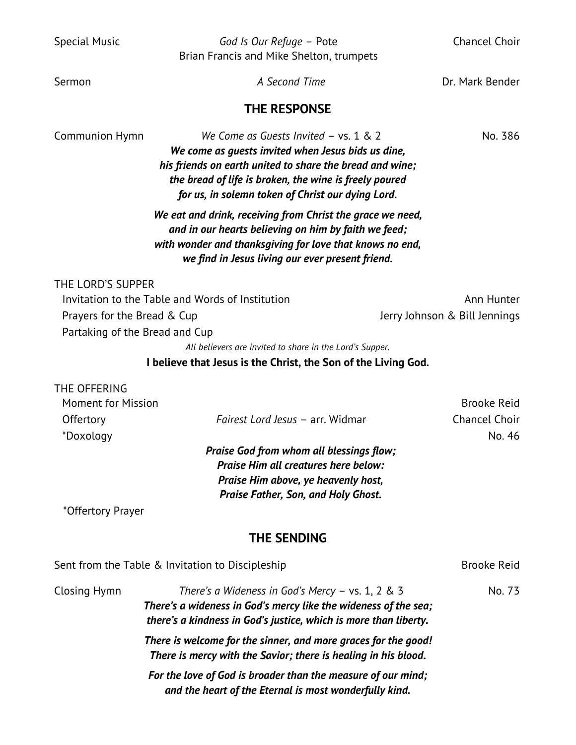Special Music *God Is Our Refuge* – Pote Chancel Choir
Brian Francis and Mike Shelton, trumpets

Sermon *A Second Time* Dr. Mark Bender

## THE RESPONSE

Communion Hymn *We Come as Guests Invited* – vs. 1 & 2 No. 386

***We come as guests invited when Jesus bids us dine,***
***his friends on earth united to share the bread and wine;***
***the bread of life is broken, the wine is freely poured***
***for us, in solemn token of Christ our dying Lord.***

***We eat and drink, receiving from Christ the grace we need,***
***and in our hearts believing on him by faith we feed;***
***with wonder and thanksgiving for love that knows no end,***
***we find in Jesus living our ever present friend.***

THE LORD'S SUPPER

Invitation to the Table and Words of Institution Ann Hunter

Prayers for the Bread & Cup Jerry Johnson & Bill Jennings

Partaking of the Bread and Cup

*All believers are invited to share in the Lord's Supper.*

**I believe that Jesus is the Christ, the Son of the Living God.**

THE OFFERING

Moment for Mission Brooke Reid

Offertory *Fairest Lord Jesus* – arr. Widmar Chancel Choir

*Doxology No. 46

***Praise God from whom all blessings flow;***
***Praise Him all creatures here below:***
***Praise Him above, ye heavenly host,***
***Praise Father, Son, and Holy Ghost.***

*Offertory Prayer

## THE SENDING

Sent from the Table & Invitation to Discipleship Brooke Reid

Closing Hymn *There's a Wideness in God's Mercy* – vs. 1, 2 & 3 No. 73

***There's a wideness in God's mercy like the wideness of the sea;***
***there's a kindness in God's justice, which is more than liberty.***

***There is welcome for the sinner, and more graces for the good!***
***There is mercy with the Savior; there is healing in his blood.***

***For the love of God is broader than the measure of our mind;***
***and the heart of the Eternal is most wonderfully kind.***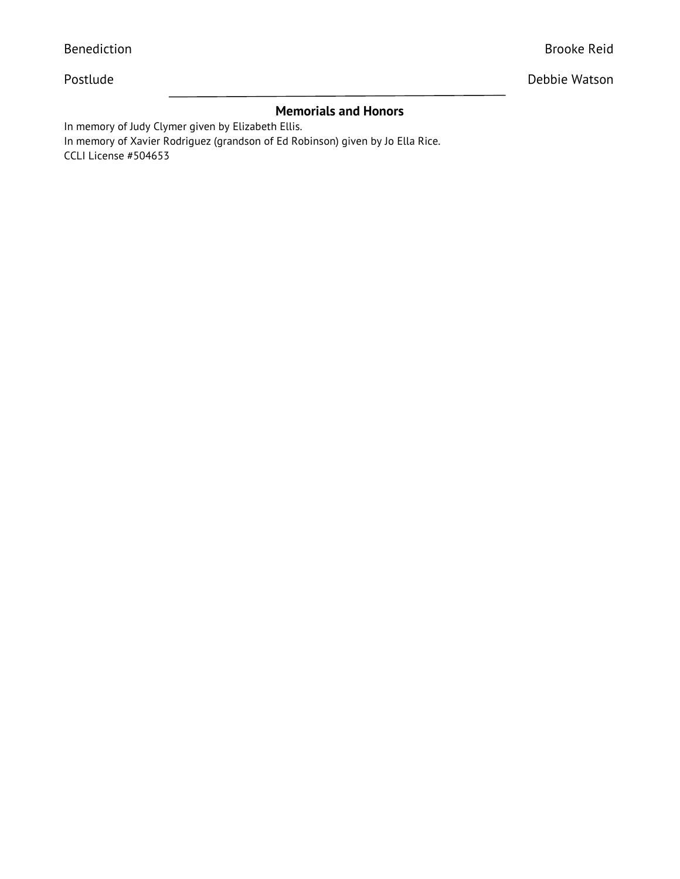Benediction Brooke Reid

Postlude Debbie Watson

---

## Memorials and Honors

In memory of Judy Clymer given by Elizabeth Ellis.
In memory of Xavier Rodriguez (grandson of Ed Robinson) given by Jo Ella Rice.
CCLI License #504653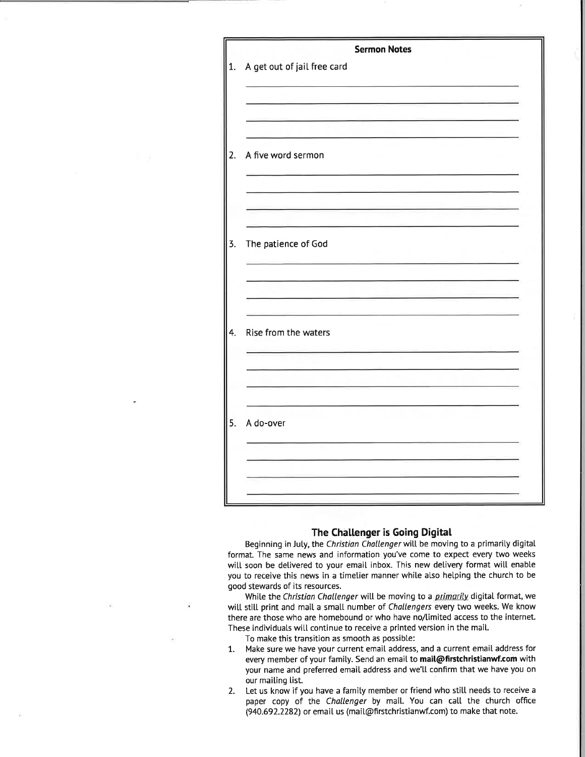## Sermon Notes

1. A get out of jail free card

2. A five word sermon

3. The patience of God

4. Rise from the waters

5. A do-over

## The Challenger is Going Digital

Beginning in July, the *Christian Challenger* will be moving to a primarily digital format. The same news and information you've come to expect every two weeks will soon be delivered to your email inbox. This new delivery format will enable you to receive this news in a timelier manner while also helping the church to be good stewards of its resources.

While the *Christian Challenger* will be moving to a ***primarily*** digital format, we will still print and mail a small number of *Challengers* every two weeks. We know there are those who are homebound or who have no/limited access to the internet. These individuals will continue to receive a printed version in the mail.

To make this transition as smooth as possible:

1. Make sure we have your current email address, and a current email address for every member of your family. Send an email to **mail@firstchristianwf.com** with your name and preferred email address and we'll confirm that we have you on our mailing list.
2. Let us know if you have a family member or friend who still needs to receive a paper copy of the *Challenger* by mail. You can call the church office (940.692.2282) or email us (mail@firstchristianwf.com) to make that note.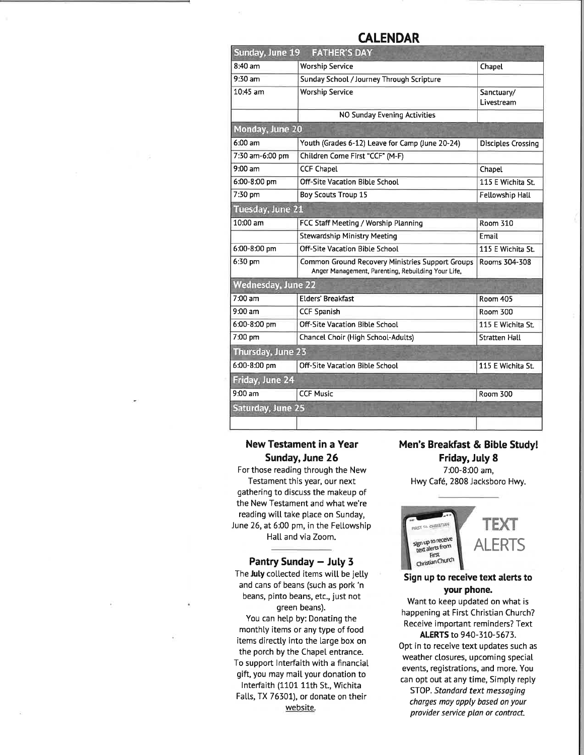# CALENDAR

| | | |
|---|---|---|
| **Sunday, June 19 FATHER'S DAY** | | |
| 8:40 am | Worship Service | Chapel |
| 9:30 am | Sunday School / Journey Through Scripture | |
| 10:45 am | Worship Service | Sanctuary/ Livestream |
| | NO Sunday Evening Activities | |
| **Monday, June 20** | | |
| 6:00 am | Youth (Grades 6-12) Leave for Camp (June 20-24) | Disciples Crossing |
| 7:30 am-6:00 pm | Children Come First "CCF" (M-F) | |
| 9:00 am | CCF Chapel | Chapel |
| 6:00-8:00 pm | Off-Site Vacation Bible School | 115 E Wichita St. |
| 7:30 pm | Boy Scouts Troup 15 | Fellowship Hall |
| **Tuesday, June 21** | | |
| 10:00 am | FCC Staff Meeting / Worship Planning | Room 310 |
| | Stewardship Ministry Meeting | Email |
| 6:00-8:00 pm | Off-Site Vacation Bible School | 115 E Wichita St. |
| 6:30 pm | Common Ground Recovery Ministries Support Groups<br>Anger Management, Parenting, Rebuilding Your Life, | Rooms 304-308 |
| **Wednesday, June 22** | | |
| 7:00 am | Elders' Breakfast | Room 405 |
| 9:00 am | CCF Spanish | Room 300 |
| 6:00-8:00 pm | Off-Site Vacation Bible School | 115 E Wichita St. |
| 7:00 pm | Chancel Choir (High School-Adults) | Stratten Hall |
| **Thursday, June 23** | | |
| 6:00-8:00 pm | Off-Site Vacation Bible School | 115 E Wichita St. |
| **Friday, June 24** | | |
| 9:00 am | CCF Music | Room 300 |
| **Saturday, June 25** | | |
| | | |

## New Testament in a Year
## Sunday, June 26

For those reading through the New Testament this year, our next gathering to discuss the makeup of the New Testament and what we're reading will take place on Sunday, June 26, at 6:00 pm, in the Fellowship Hall and via Zoom.

## Pantry Sunday — July 3

The **July** collected items will be jelly and cans of beans (such as pork 'n beans, pinto beans, etc., just not green beans).

You can help by: Donating the monthly items or any type of food items directly into the large box on the porch by the Chapel entrance. To support Interfaith with a financial gift, you may mail your donation to Interfaith (1101 11th St., Wichita Falls, TX 76301), or donate on their website.

## Men's Breakfast & Bible Study!
## Friday, July 8

7:00-8:00 am,
Hwy Café, 2808 Jacksboro Hwy.

**TEXT ALERTS**

### Sign up to receive text alerts to your phone.

Want to keep updated on what is happening at First Christian Church? Receive important reminders? Text **ALERTS** to 940-310-5673.

Opt in to receive text updates such as weather closures, upcoming special events, registrations, and more. You can opt out at any time, Simply reply STOP. *Standard text messaging charges may apply based on your provider service plan or contract.*